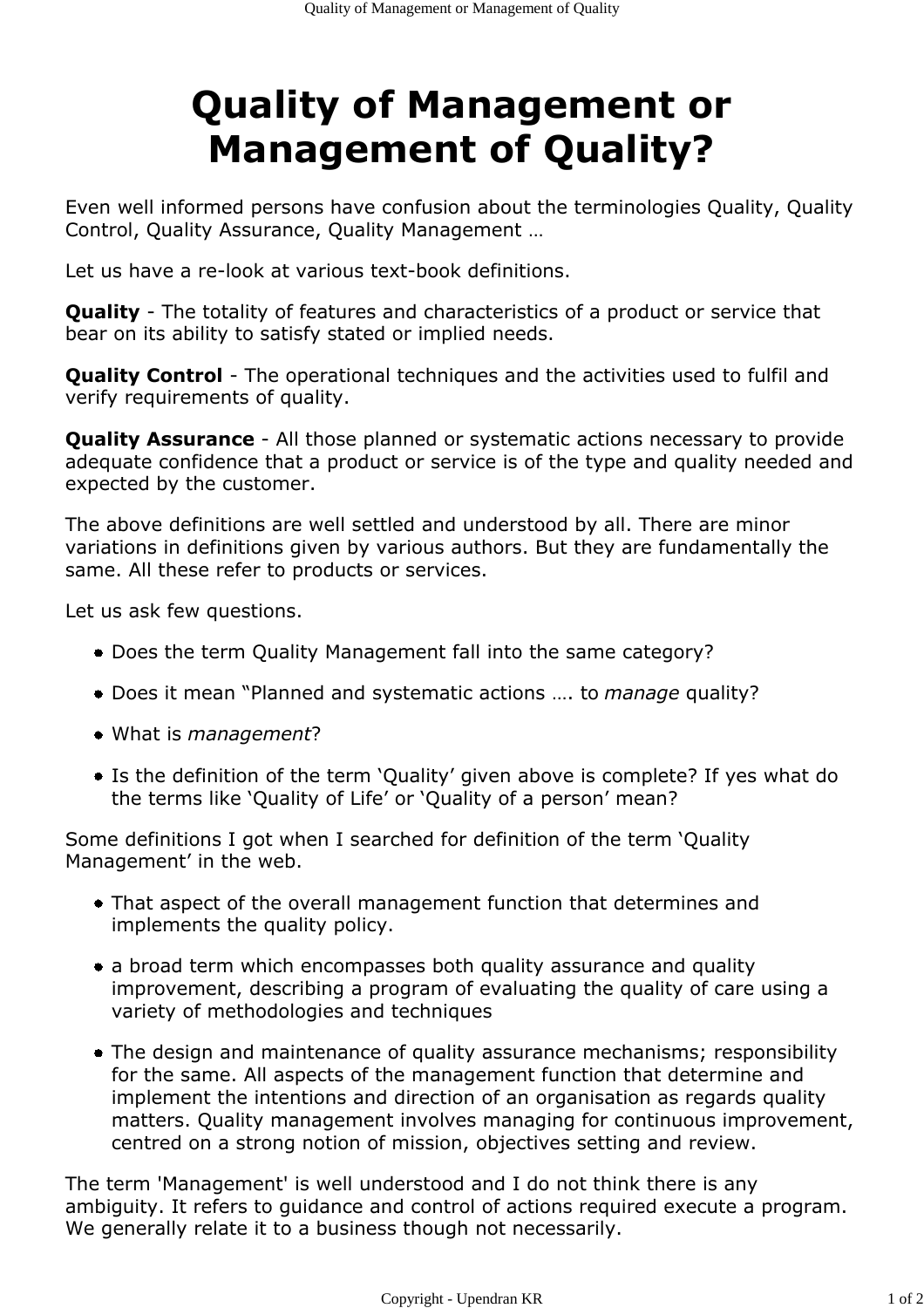# Quality of Management or Management of Quality?

Even well informed persons have confusion about the terminologies Quality, Quality Control, Quality Assurance, Quality Management …

Let us have a re-look at various text-book definitions.

**Quality** - The totality of features and characteristics of a product or service that bear on its ability to satisfy stated or implied needs.

**Quality Control** - The operational techniques and the activities used to fulfil and verify requirements of quality.

**Quality Assurance** - All those planned or systematic actions necessary to provide adequate confidence that a product or service is of the type and quality needed and expected by the customer.

The above definitions are well settled and understood by all. There are minor variations in definitions given by various authors. But they are fundamentally the same. All these refer to products or services.

Let us ask few questions.

- Does the term Quality Management fall into the same category?
- Does it mean "Planned and systematic actions …. to *manage* quality?
- What is *management*?
- Is the definition of the term 'Quality' given above is complete? If yes what do the terms like 'Quality of Life' or 'Quality of a person' mean?

Some definitions I got when I searched for definition of the term 'Quality Management' in the web.

- That aspect of the overall management function that determines and implements the quality policy.
- a broad term which encompasses both quality assurance and quality improvement, describing a program of evaluating the quality of care using a variety of methodologies and techniques
- The design and maintenance of quality assurance mechanisms; responsibility for the same. All aspects of the management function that determine and implement the intentions and direction of an organisation as regards quality matters. Quality management involves managing for continuous improvement, centred on a strong notion of mission, objectives setting and review.

The term 'Management' is well understood and I do not think there is any ambiguity. It refers to guidance and control of actions required execute a program. We generally relate it to a business though not necessarily.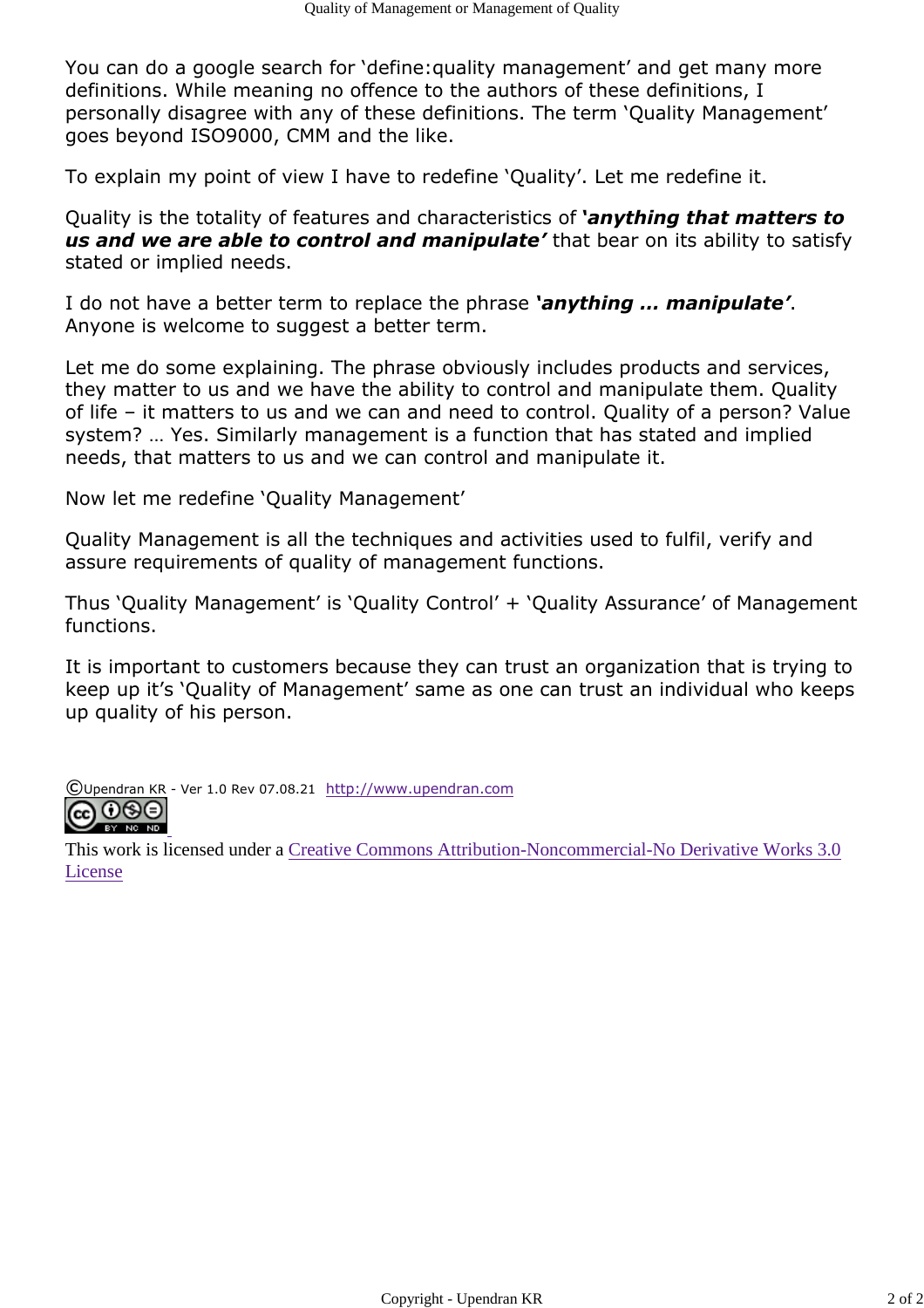You can do a google search for 'define:quality management' and get many more definitions. While meaning no offence to the authors of these definitions, I personally disagree with any of these definitions. The term 'Quality Management' goes beyond ISO9000, CMM and the like.

To explain my point of view I have to redefine 'Quality'. Let me redefine it.

Quality is the totality of features and characteristics of ***'anything that matters to us and we are able to control and manipulate'*** that bear on its ability to satisfy stated or implied needs.

I do not have a better term to replace the phrase ***'anything … manipulate'***. Anyone is welcome to suggest a better term.

Let me do some explaining. The phrase obviously includes products and services, they matter to us and we have the ability to control and manipulate them. Quality of life – it matters to us and we can and need to control. Quality of a person? Value system? … Yes. Similarly management is a function that has stated and implied needs, that matters to us and we can control and manipulate it.

Now let me redefine 'Quality Management'

Quality Management is all the techniques and activities used to fulfil, verify and assure requirements of quality of management functions.

Thus 'Quality Management' is 'Quality Control' + 'Quality Assurance' of Management functions.

It is important to customers because they can trust an organization that is trying to keep up it's 'Quality of Management' same as one can trust an individual who keeps up quality of his person.

©Upendran KR - Ver 1.0 Rev 07.08.21 [http://www.upendran.com](http://www.upendran.com)

This work is licensed under a [Creative Commons Attribution-Noncommercial-No Derivative Works 3.0 License]()